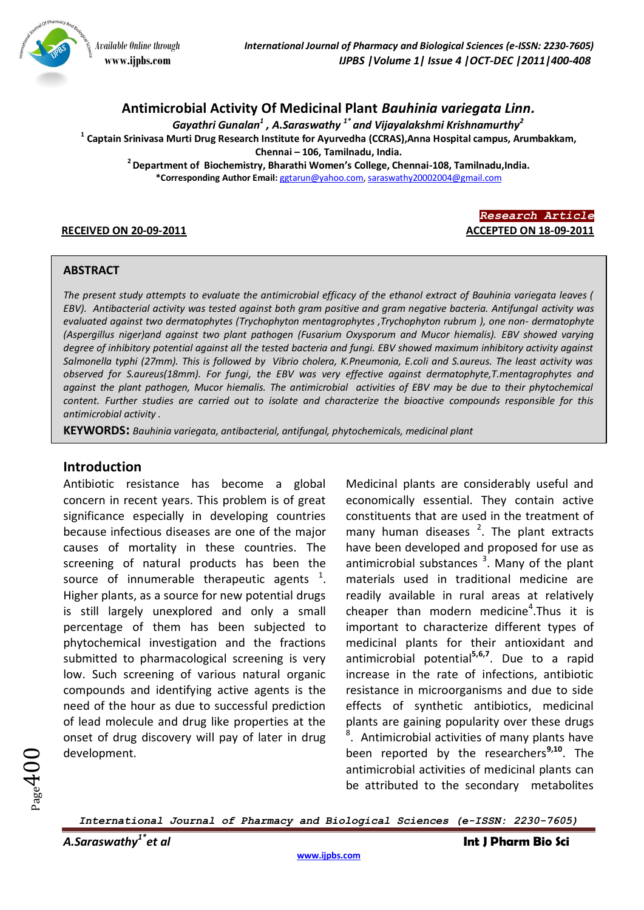# Antimicrobial Activity Of Medicinal Plant *Bauhinia variegata Linn.*

*Gayathri Gunalan*[1] *, A.Saraswathy* [1*] *and Vijayalakshmi Krishnamurthy*[2]

[1] Captain Srinivasa Murti Drug Research Institute for Ayurvedha (CCRAS),Anna Hospital campus, Arumbakkam, Chennai – 106, Tamilnadu, India.

[2] Department of Biochemistry, Bharathi Women's College, Chennai-108, Tamilnadu,India.

*Corresponding Author Email: ggtarun@yahoo.com, saraswathy20002004@gmail.com

**Research Article**

**RECEIVED ON 20-09-2011** | **ACCEPTED ON 18-09-2011**

## ABSTRACT

*The present study attempts to evaluate the antimicrobial efficacy of the ethanol extract of Bauhinia variegata leaves ( EBV). Antibacterial activity was tested against both gram positive and gram negative bacteria. Antifungal activity was evaluated against two dermatophytes (Trychophyton mentagrophytes ,Trychophyton rubrum ), one non- dermatophyte (Aspergillus niger)and against two plant pathogen (Fusarium Oxysporum and Mucor hiemalis). EBV showed varying degree of inhibitory potential against all the tested bacteria and fungi. EBV showed maximum inhibitory activity against Salmonella typhi (27mm). This is followed by Vibrio cholera, K.Pneumonia, E.coli and S.aureus. The least activity was observed for S.aureus(18mm). For fungi, the EBV was very effective against dermatophyte,T.mentagrophytes and against the plant pathogen, Mucor hiemalis. The antimicrobial activities of EBV may be due to their phytochemical content. Further studies are carried out to isolate and characterize the bioactive compounds responsible for this antimicrobial activity .*

**KEYWORDS:** *Bauhinia variegata, antibacterial, antifungal, phytochemicals, medicinal plant*

## Introduction

Antibiotic resistance has become a global concern in recent years. This problem is of great significance especially in developing countries because infectious diseases are one of the major causes of mortality in these countries. The screening of natural products has been the source of innumerable therapeutic agents [1]. Higher plants, as a source for new potential drugs is still largely unexplored and only a small percentage of them has been subjected to phytochemical investigation and the fractions submitted to pharmacological screening is very low. Such screening of various natural organic compounds and identifying active agents is the need of the hour as due to successful prediction of lead molecule and drug like properties at the onset of drug discovery will pay of later in drug development.

Medicinal plants are considerably useful and economically essential. They contain active constituents that are used in the treatment of many human diseases [2]. The plant extracts have been developed and proposed for use as antimicrobial substances [3]. Many of the plant materials used in traditional medicine are readily available in rural areas at relatively cheaper than modern medicine[4].Thus it is important to characterize different types of medicinal plants for their antioxidant and antimicrobial potential[5,6,7]. Due to a rapid increase in the rate of infections, antibiotic resistance in microorganisms and due to side effects of synthetic antibiotics, medicinal plants are gaining popularity over these drugs [8]. Antimicrobial activities of many plants have been reported by the researchers[9,10]. The antimicrobial activities of medicinal plants can be attributed to the secondary metabolites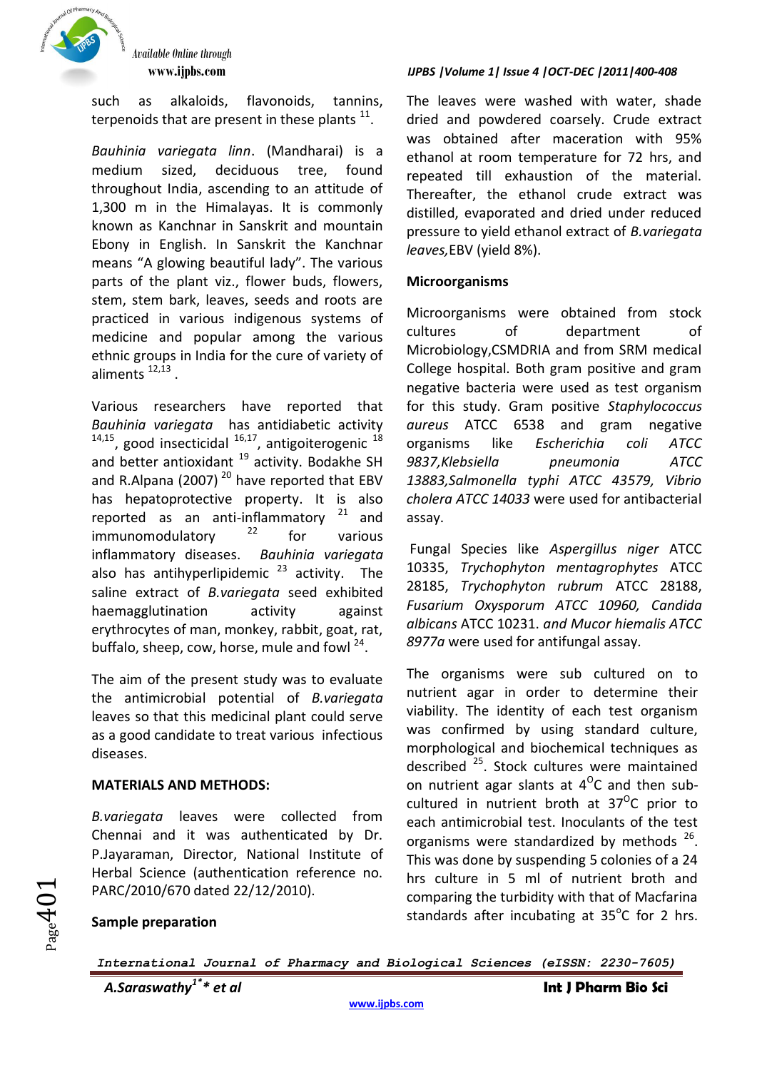such as alkaloids, flavonoids, tannins, terpenoids that are present in these plants [11].

*Bauhinia variegata linn*. (Mandharai) is a medium sized, deciduous tree, found throughout India, ascending to an attitude of 1,300 m in the Himalayas. It is commonly known as Kanchnar in Sanskrit and mountain Ebony in English. In Sanskrit the Kanchnar means "A glowing beautiful lady". The various parts of the plant viz., flower buds, flowers, stem, stem bark, leaves, seeds and roots are practiced in various indigenous systems of medicine and popular among the various ethnic groups in India for the cure of variety of aliments [12,13].

Various researchers have reported that *Bauhinia variegata* has antidiabetic activity [14,15], good insecticidal [16,17], antigoiterogenic [18] and better antioxidant [19] activity. Bodakhe SH and R.Alpana (2007) [20] have reported that EBV has hepatoprotective property. It is also reported as an anti-inflammatory [21] and immunomodulatory [22] for various inflammatory diseases. *Bauhinia variegata* also has antihyperlipidemic [23] activity. The saline extract of *B.variegata* seed exhibited haemagglutination activity against erythrocytes of man, monkey, rabbit, goat, rat, buffalo, sheep, cow, horse, mule and fowl [24].

The aim of the present study was to evaluate the antimicrobial potential of *B.variegata* leaves so that this medicinal plant could serve as a good candidate to treat various infectious diseases.

**MATERIALS AND METHODS:**

*B.variegata* leaves were collected from Chennai and it was authenticated by Dr. P.Jayaraman, Director, National Institute of Herbal Science (authentication reference no. PARC/2010/670 dated 22/12/2010).

**Sample preparation**

The leaves were washed with water, shade dried and powdered coarsely. Crude extract was obtained after maceration with 95% ethanol at room temperature for 72 hrs, and repeated till exhaustion of the material. Thereafter, the ethanol crude extract was distilled, evaporated and dried under reduced pressure to yield ethanol extract of *B.variegata leaves,*EBV (yield 8%).

**Microorganisms**

Microorganisms were obtained from stock cultures of department of Microbiology,CSMDRIA and from SRM medical College hospital. Both gram positive and gram negative bacteria were used as test organism for this study. Gram positive *Staphylococcus aureus* ATCC 6538 and gram negative organisms like *Escherichia coli ATCC 9837,Klebsiella pneumonia ATCC 13883,Salmonella typhi ATCC 43579, Vibrio cholera ATCC 14033* were used for antibacterial assay.

Fungal Species like *Aspergillus niger* ATCC 10335, *Trychophyton mentagrophytes* ATCC 28185, *Trychophyton rubrum* ATCC 28188, *Fusarium Oxysporum ATCC 10960, Candida albicans* ATCC 10231. *and Mucor hiemalis ATCC 8977a* were used for antifungal assay.

The organisms were sub cultured on to nutrient agar in order to determine their viability. The identity of each test organism was confirmed by using standard culture, morphological and biochemical techniques as described [25]. Stock cultures were maintained on nutrient agar slants at $4^{O}C$ and then sub-cultured in nutrient broth at $37^{O}C$ prior to each antimicrobial test. Inoculants of the test organisms were standardized by methods [26]. This was done by suspending 5 colonies of a 24 hrs culture in 5 ml of nutrient broth and comparing the turbidity with that of Macfarina standards after incubating at $35^{0}C$ for 2 hrs.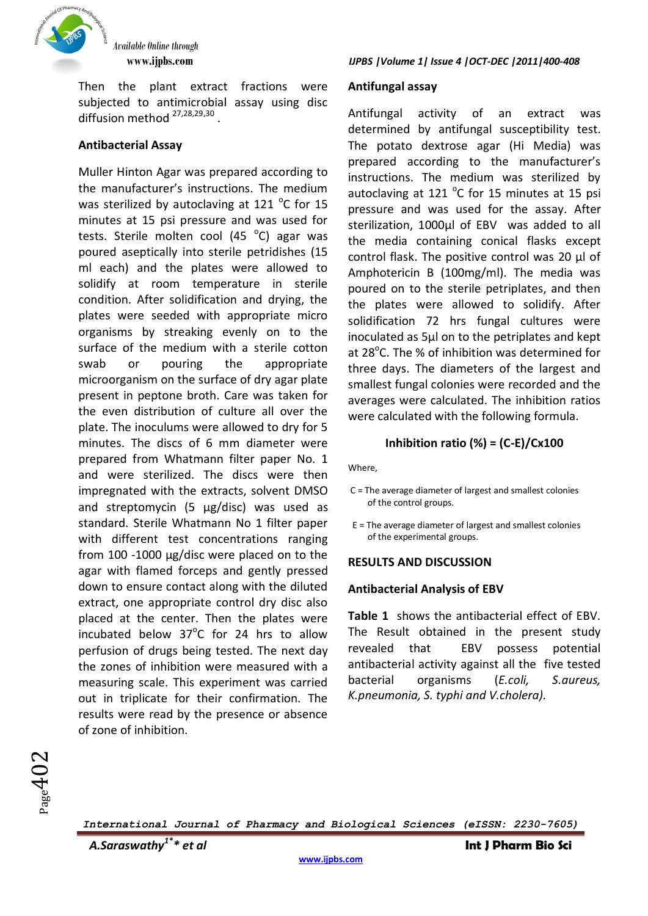Then the plant extract fractions were subjected to antimicrobial assay using disc diffusion method [27,28,29,30] .

## Antibacterial Assay

Muller Hinton Agar was prepared according to the manufacturer's instructions. The medium was sterilized by autoclaving at 121 °C for 15 minutes at 15 psi pressure and was used for tests. Sterile molten cool (45 °C) agar was poured aseptically into sterile petridishes (15 ml each) and the plates were allowed to solidify at room temperature in sterile condition. After solidification and drying, the plates were seeded with appropriate micro organisms by streaking evenly on to the surface of the medium with a sterile cotton swab or pouring the appropriate microorganism on the surface of dry agar plate present in peptone broth. Care was taken for the even distribution of culture all over the plate. The inoculums were allowed to dry for 5 minutes. The discs of 6 mm diameter were prepared from Whatmann filter paper No. 1 and were sterilized. The discs were then impregnated with the extracts, solvent DMSO and streptomycin (5 µg/disc) was used as standard. Sterile Whatmann No 1 filter paper with different test concentrations ranging from 100 -1000 µg/disc were placed on to the agar with flamed forceps and gently pressed down to ensure contact along with the diluted extract, one appropriate control dry disc also placed at the center. Then the plates were incubated below 37°C for 24 hrs to allow perfusion of drugs being tested. The next day the zones of inhibition were measured with a measuring scale. This experiment was carried out in triplicate for their confirmation. The results were read by the presence or absence of zone of inhibition.

## Antifungal assay

Antifungal activity of an extract was determined by antifungal susceptibility test. The potato dextrose agar (Hi Media) was prepared according to the manufacturer's instructions. The medium was sterilized by autoclaving at 121 °C for 15 minutes at 15 psi pressure and was used for the assay. After sterilization, 1000µl of EBV was added to all the media containing conical flasks except control flask. The positive control was 20 µl of Amphotericin B (100mg/ml). The media was poured on to the sterile petriplates, and then the plates were allowed to solidify. After solidification 72 hrs fungal cultures were inoculated as 5µl on to the petriplates and kept at 28°C. The % of inhibition was determined for three days. The diameters of the largest and smallest fungal colonies were recorded and the averages were calculated. The inhibition ratios were calculated with the following formula.

$$\text{Inhibition ratio (\%)} = (C-E)/C \times 100$$

Where,

C = The average diameter of largest and smallest colonies of the control groups.

E = The average diameter of largest and smallest colonies of the experimental groups.

## RESULTS AND DISCUSSION

### Antibacterial Analysis of EBV

**Table 1** shows the antibacterial effect of EBV. The Result obtained in the present study revealed that EBV possess potential antibacterial activity against all the five tested bacterial organisms (*E.coli, S.aureus, K.pneumonia, S. typhi and V.cholera).*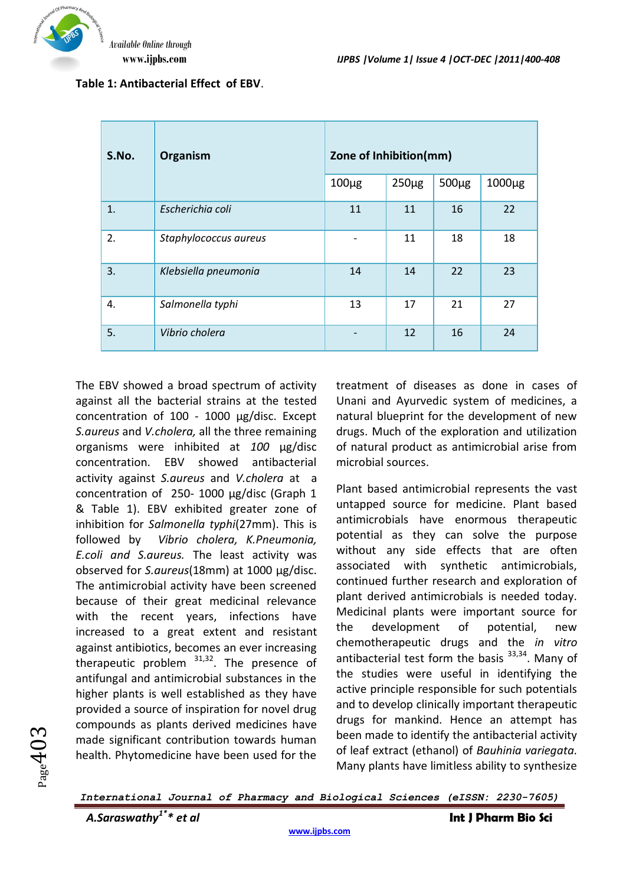**Table 1: Antibacterial Effect of EBV.**

| S.No. | Organism | Zone of Inhibition(mm) | | | |
|---|---|---|---|---|---|
| | | 100µg | 250µg | 500µg | 1000µg |
| 1. | *Escherichia coli* | 11 | 11 | 16 | 22 |
| 2. | *Staphylococcus aureus* | - | 11 | 18 | 18 |
| 3. | *Klebsiella pneumonia* | 14 | 14 | 22 | 23 |
| 4. | *Salmonella typhi* | 13 | 17 | 21 | 27 |
| 5. | *Vibrio cholera* | - | 12 | 16 | 24 |

The EBV showed a broad spectrum of activity against all the bacterial strains at the tested concentration of 100 - 1000 µg/disc. Except *S.aureus* and *V.cholera,* all the three remaining organisms were inhibited at *100* µg/disc concentration. EBV showed antibacterial activity against *S.aureus* and *V.cholera* at a concentration of 250- 1000 µg/disc (Graph 1 & Table 1). EBV exhibited greater zone of inhibition for *Salmonella typhi*(27mm). This is followed by *Vibrio cholera, K.Pneumonia, E.coli and S.aureus.* The least activity was observed for *S.aureus*(18mm) at 1000 µg/disc. The antimicrobial activity have been screened because of their great medicinal relevance with the recent years, infections have increased to a great extent and resistant against antibiotics, becomes an ever increasing therapeutic problem [31,32]. The presence of antifungal and antimicrobial substances in the higher plants is well established as they have provided a source of inspiration for novel drug compounds as plants derived medicines have made significant contribution towards human health. Phytomedicine have been used for the treatment of diseases as done in cases of Unani and Ayurvedic system of medicines, a natural blueprint for the development of new drugs. Much of the exploration and utilization of natural product as antimicrobial arise from microbial sources.

Plant based antimicrobial represents the vast untapped source for medicine. Plant based antimicrobials have enormous therapeutic potential as they can solve the purpose without any side effects that are often associated with synthetic antimicrobials, continued further research and exploration of plant derived antimicrobials is needed today. Medicinal plants were important source for the development of potential, new chemotherapeutic drugs and the *in vitro* antibacterial test form the basis [33,34]. Many of the studies were useful in identifying the active principle responsible for such potentials and to develop clinically important therapeutic drugs for mankind. Hence an attempt has been made to identify the antibacterial activity of leaf extract (ethanol) of *Bauhinia variegata.* Many plants have limitless ability to synthesize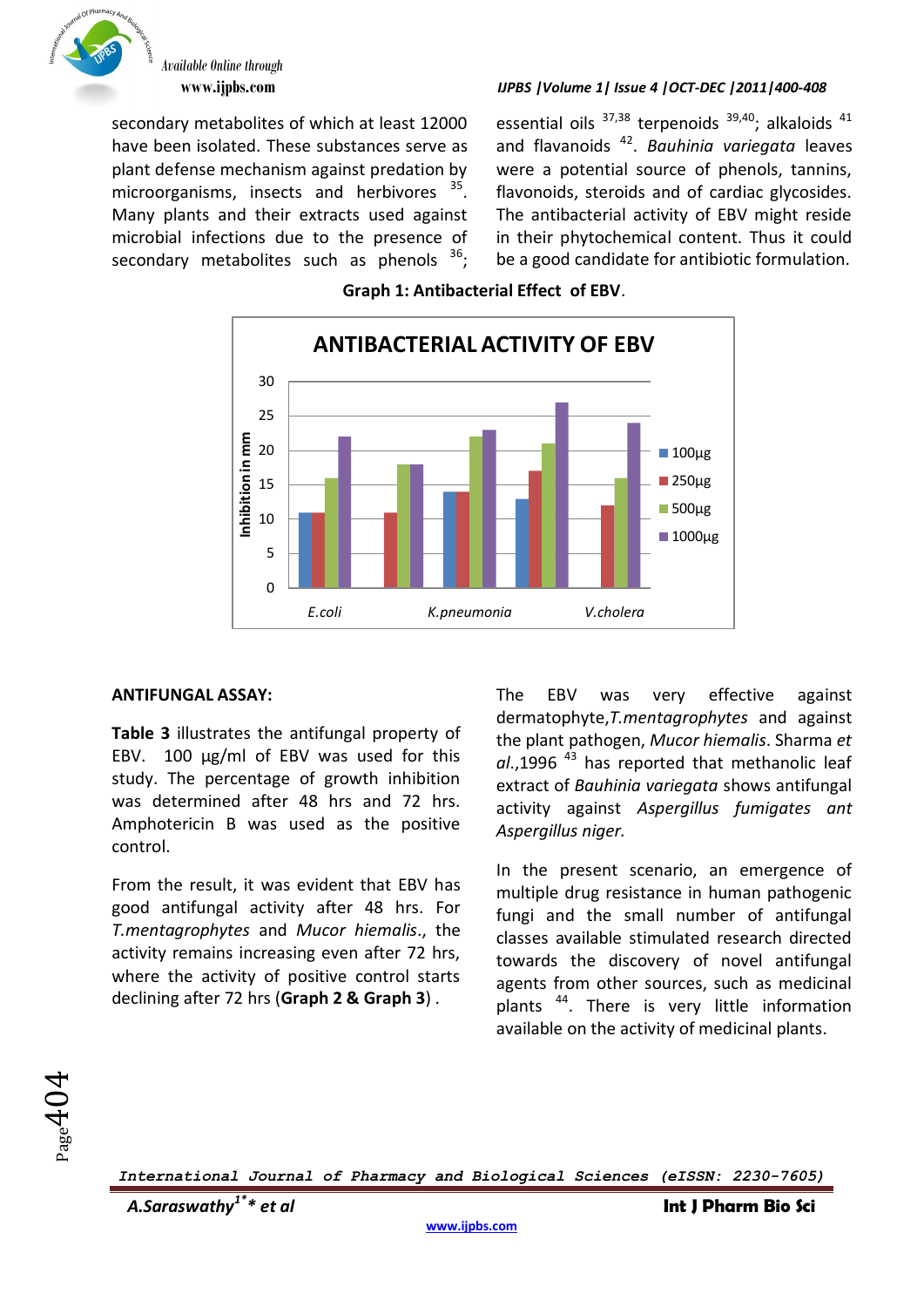secondary metabolites of which at least 12000 have been isolated. These substances serve as plant defense mechanism against predation by microorganisms, insects and herbivores [35]. Many plants and their extracts used against microbial infections due to the presence of secondary metabolites such as phenols [36]; essential oils [37,38] terpenoids [39,40]; alkaloids [41] and flavanoids [42]. *Bauhinia variegata* leaves were a potential source of phenols, tannins, flavonoids, steroids and of cardiac glycosides. The antibacterial activity of EBV might reside in their phytochemical content. Thus it could be a good candidate for antibiotic formulation.

**Graph 1: Antibacterial Effect of EBV**.

ANTIBACTERIAL ACTIVITY OF EBV

| Organism | 100µg | 250µg | 500µg | 1000µg |
|---|---|---|---|---|
| E.coli | 11 | 11 | 16 | 22 |
|  |  | 11 | 18 | 18 |
| K.pneumonia | 14 | 14 | 22 | 23 |
|  | 13 | 17 | 21 | 27 |
| V.cholera |  | 12 | 16 | 24 |

(Y-axis: Inhibition in mm)

**ANTIFUNGAL ASSAY:**

**Table 3** illustrates the antifungal property of EBV. 100 µg/ml of EBV was used for this study. The percentage of growth inhibition was determined after 48 hrs and 72 hrs. Amphotericin B was used as the positive control.

From the result, it was evident that EBV has good antifungal activity after 48 hrs. For *T.mentagrophytes* and *Mucor hiemalis*., the activity remains increasing even after 72 hrs, where the activity of positive control starts declining after 72 hrs (**Graph 2 & Graph 3**) .

The EBV was very effective against dermatophyte,*T.mentagrophytes* and against the plant pathogen, *Mucor hiemalis*. Sharma *et al*.,1996 [43] has reported that methanolic leaf extract of *Bauhinia variegata* shows antifungal activity against *Aspergillus fumigates ant Aspergillus niger.*

In the present scenario, an emergence of multiple drug resistance in human pathogenic fungi and the small number of antifungal classes available stimulated research directed towards the discovery of novel antifungal agents from other sources, such as medicinal plants [44]. There is very little information available on the activity of medicinal plants.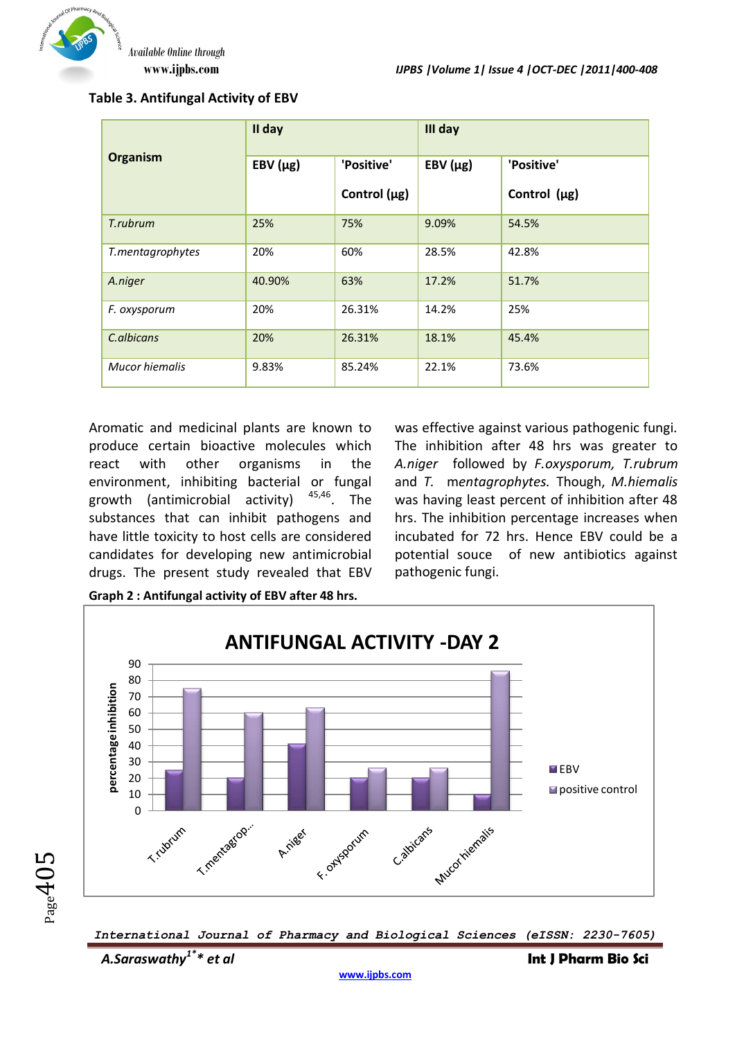**Table 3. Antifungal Activity of EBV**

| Organism | II day | | III day | |
|---|---|---|---|---|
| | EBV (µg) | 'Positive' Control (µg) | EBV (µg) | 'Positive' Control (µg) |
| *T.rubrum* | 25% | 75% | 9.09% | 54.5% |
| *T.mentagrophytes* | 20% | 60% | 28.5% | 42.8% |
| *A.niger* | 40.90% | 63% | 17.2% | 51.7% |
| *F. oxysporum* | 20% | 26.31% | 14.2% | 25% |
| *C.albicans* | 20% | 26.31% | 18.1% | 45.4% |
| *Mucor hiemalis* | 9.83% | 85.24% | 22.1% | 73.6% |

Aromatic and medicinal plants are known to produce certain bioactive molecules which react with other organisms in the environment, inhibiting bacterial or fungal growth (antimicrobial activity) [45,46]. The substances that can inhibit pathogens and have little toxicity to host cells are considered candidates for developing new antimicrobial drugs. The present study revealed that EBV was effective against various pathogenic fungi. The inhibition after 48 hrs was greater to *A.niger* followed by *F.oxysporum, T.rubrum* and *T. mentagrophytes.* Though, *M.hiemalis* was having least percent of inhibition after 48 hrs. The inhibition percentage increases when incubated for 72 hrs. Hence EBV could be a potential souce of new antibiotics against pathogenic fungi.

**Graph 2 : Antifungal activity of EBV after 48 hrs.**

**ANTIFUNGAL ACTIVITY -DAY 2**

| Organism | EBV | positive control |
|---|---|---|
| T.rubrum | 25 | 75 |
| T.mentagrop... | 20 | 60 |
| A.niger | 40.90 | 63 |
| F. oxysporum | 20 | 26.31 |
| C.albicans | 20 | 26.31 |
| Mucor hiemalis | 9.83 | 85.24 |

(y-axis: percentage inhibition)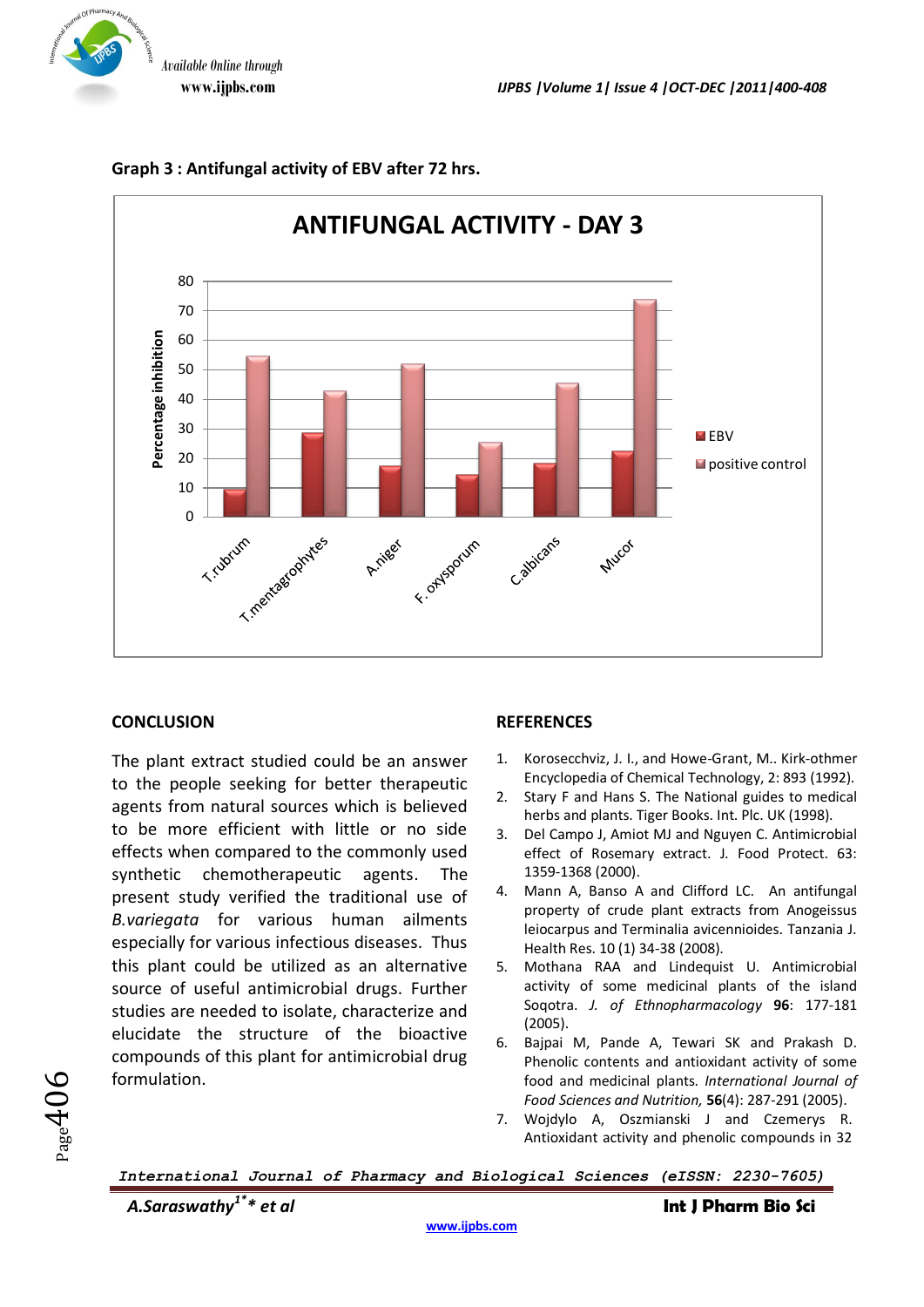**Graph 3 : Antifungal activity of EBV after 72 hrs.**

## CONCLUSION

The plant extract studied could be an answer to the people seeking for better therapeutic agents from natural sources which is believed to be more efficient with little or no side effects when compared to the commonly used synthetic chemotherapeutic agents. The present study verified the traditional use of *B.variegata* for various human ailments especially for various infectious diseases. Thus this plant could be utilized as an alternative source of useful antimicrobial drugs. Further studies are needed to isolate, characterize and elucidate the structure of the bioactive compounds of this plant for antimicrobial drug formulation.

## REFERENCES

1. Korosecchviz, J. I., and Howe-Grant, M.. Kirk-othmer Encyclopedia of Chemical Technology, 2: 893 (1992).
2. Stary F and Hans S. The National guides to medical herbs and plants. Tiger Books. Int. Plc. UK (1998).
3. Del Campo J, Amiot MJ and Nguyen C. Antimicrobial effect of Rosemary extract. J. Food Protect. 63: 1359-1368 (2000).
4. Mann A, Banso A and Clifford LC. An antifungal property of crude plant extracts from Anogeissus leiocarpus and Terminalia avicennioides. Tanzania J. Health Res. 10 (1) 34-38 (2008).
5. Mothana RAA and Lindequist U. Antimicrobial activity of some medicinal plants of the island Soqotra. *J. of Ethnopharmacology* **96**: 177-181 (2005).
6. Bajpai M, Pande A, Tewari SK and Prakash D. Phenolic contents and antioxidant activity of some food and medicinal plants. *International Journal of Food Sciences and Nutrition,* **56**(4): 287-291 (2005).
7. Wojdylo A, Oszmianski J and Czemerys R. Antioxidant activity and phenolic compounds in 32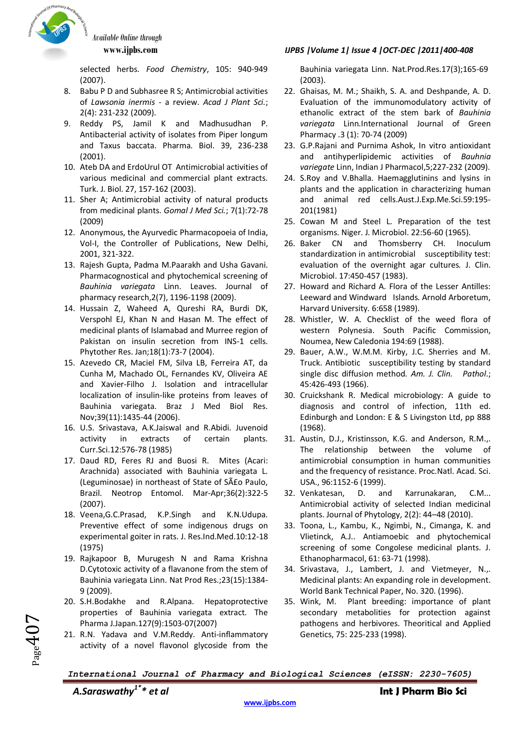selected herbs. *Food Chemistry*, 105: 940-949 (2007).

8. Babu P D and Subhasree R S; Antimicrobial activities of *Lawsonia inermis* - a review. *Acad J Plant Sci.*; 2(4): 231-232 (2009).
9. Reddy PS, Jamil K and Madhusudhan P. Antibacterial activity of isolates from Piper longum and Taxus baccata. Pharma. Biol. 39, 236-238 (2001).
10. Ateb DA and ErdoUrul OT Antimicrobial activities of various medicinal and commercial plant extracts. Turk. J. Biol. 27, 157-162 (2003).
11. Sher A; Antimicrobial activity of natural products from medicinal plants. *Gomal J Med Sci.*; 7(1):72-78 (2009)
12. Anonymous, the Ayurvedic Pharmacopoeia of India, Vol-I, the Controller of Publications, New Delhi, 2001, 321-322.
13. Rajesh Gupta, Padma M.Paarakh and Usha Gavani. Pharmacognostical and phytochemical screening of *Bauhinia variegata* Linn. Leaves. Journal of pharmacy research,2(7), 1196-1198 (2009).
14. Hussain Z, Waheed A, Qureshi RA, Burdi DK, Verspohl EJ, Khan N and Hasan M. The effect of medicinal plants of Islamabad and Murree region of Pakistan on insulin secretion from INS-1 cells. Phytother Res. Jan;18(1):73-7 (2004).
15. Azevedo CR, Maciel FM, Silva LB, Ferreira AT, da Cunha M, Machado OL, Fernandes KV, Oliveira AE and Xavier-Filho J. Isolation and intracellular localization of insulin-like proteins from leaves of Bauhinia variegata. Braz J Med Biol Res. Nov;39(11):1435-44 (2006).
16. U.S. Srivastava, A.K.Jaiswal and R.Abidi. Juvenoid activity in extracts of certain plants. Curr.Sci.12:576-78 (1985)
17. Daud RD, Feres RJ and Buosi R. Mites (Acari: Arachnida) associated with Bauhinia variegata L. (Leguminosae) in northeast of State of SÃ£o Paulo, Brazil. Neotrop Entomol. Mar-Apr;36(2):322-5 (2007).
18. Veena,G.C.Prasad, K.P.Singh and K.N.Udupa. Preventive effect of some indigenous drugs on experimental goiter in rats. J. Res.Ind.Med.10:12-18 (1975)
19. Rajkapoor B, Murugesh N and Rama Krishna D.Cytotoxic activity of a flavanone from the stem of Bauhinia variegata Linn. Nat Prod Res.;23(15):1384-9 (2009).
20. S.H.Bodakhe and R.Alpana. Hepatoprotective properties of Bauhinia variegata extract. The Pharma J.Japan.127(9):1503-07(2007)
21. R.N. Yadava and V.M.Reddy. Anti-inflammatory activity of a novel flavonol glycoside from the Bauhinia variegata Linn. Nat.Prod.Res.17(3);165-69 (2003).
22. Ghaisas, M. M.; Shaikh, S. A. and Deshpande, A. D. Evaluation of the immunomodulatory activity of ethanolic extract of the stem bark of *Bauhinia variegata* Linn.International Journal of Green Pharmacy .3 (1): 70-74 (2009)
23. G.P.Rajani and Purnima Ashok, In vitro antioxidant and antihyperlipidemic activities of *Bauhnia variegate* Linn, Indian J Pharmacol,5;227-232 (2009).
24. S.Roy and V.Bhalla. Haemagglutinins and lysins in plants and the application in characterizing human and animal red cells.Aust.J.Exp.Me.Sci.59:195-201(1981)
25. Cowan M and Steel L. Preparation of the test organisms. Niger. J. Microbiol. 22:56-60 (1965).
26. Baker CN and Thomsberry CH. Inoculum standardization in antimicrobial susceptibility test: evaluation of the overnight agar cultures. J. Clin. Microbiol. 17:450-457 (1983).
27. Howard and Richard A. Flora of the Lesser Antilles: Leeward and Windward Islands. Arnold Arboretum, Harvard University. 6:658 (1989).
28. Whistler, W. A. Checklist of the weed flora of western Polynesia. South Pacific Commission, Noumea, New Caledonia 194:69 (1988).
29. Bauer, A.W., W.M.M. Kirby, J.C. Sherries and M. Truck. Antibiotic susceptibility testing by standard single disc diffusion method. *Am. J. Clin. Pathol.*; 45:426-493 (1966).
30. Cruickshank R. Medical microbiology: A guide to diagnosis and control of infection, 11th ed. Edinburgh and London: E & S Livingston Ltd, pp 888 (1968).
31. Austin, D.J., Kristinsson, K.G. and Anderson, R.M.,. The relationship between the volume of antimicrobial consumption in human communities and the frequency of resistance. Proc.Natl. Acad. Sci. USA., 96:1152-6 (1999).
32. Venkatesan, D. and Karrunakaran, C.M... Antimicrobial activity of selected Indian medicinal plants. Journal of Phytology, 2(2): 44–48 (2010).
33. Toona, L., Kambu, K., Ngimbi, N., Cimanga, K. and Vlietinck, A.J.. Antiamoebic and phytochemical screening of some Congolese medicinal plants. J. Ethanopharmacol, 61: 63-71 (1998).
34. Srivastava, J., Lambert, J. and Vietmeyer, N.,. Medicinal plants: An expanding role in development. World Bank Technical Paper, No. 320. (1996).
35. Wink, M. Plant breeding: importance of plant secondary metabolities for protection against pathogens and herbivores. Theoritical and Applied Genetics, 75: 225-233 (1998).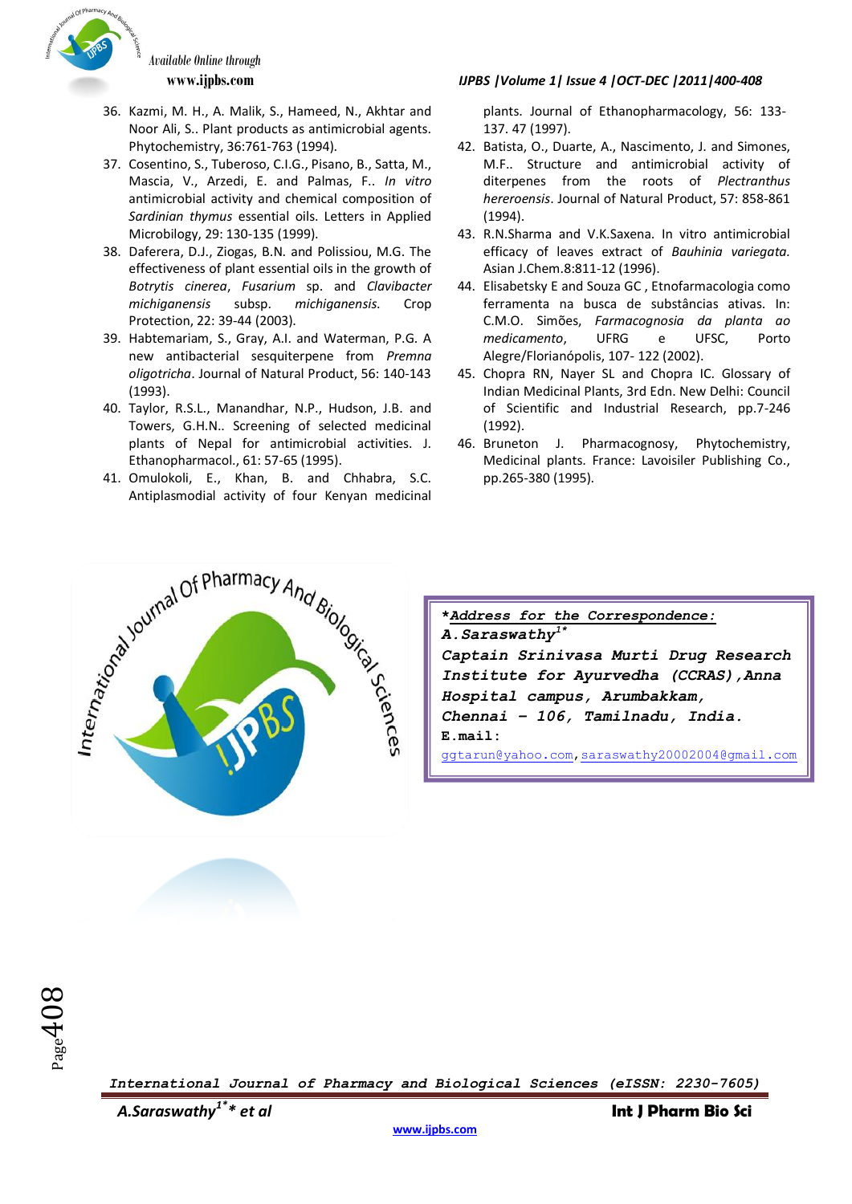36. Kazmi, M. H., A. Malik, S., Hameed, N., Akhtar and Noor Ali, S.. Plant products as antimicrobial agents. Phytochemistry, 36:761-763 (1994).
37. Cosentino, S., Tuberoso, C.I.G., Pisano, B., Satta, M., Mascia, V., Arzedi, E. and Palmas, F.. *In vitro* antimicrobial activity and chemical composition of *Sardinian thymus* essential oils. Letters in Applied Microbilogy, 29: 130-135 (1999).
38. Daferera, D.J., Ziogas, B.N. and Polissiou, M.G. The effectiveness of plant essential oils in the growth of *Botrytis cinerea*, *Fusarium* sp. and *Clavibacter michiganensis* subsp. *michiganensis*. Crop Protection, 22: 39-44 (2003).
39. Habtemariam, S., Gray, A.I. and Waterman, P.G. A new antibacterial sesquiterpene from *Premna oligotricha*. Journal of Natural Product, 56: 140-143 (1993).
40. Taylor, R.S.L., Manandhar, N.P., Hudson, J.B. and Towers, G.H.N.. Screening of selected medicinal plants of Nepal for antimicrobial activities. J. Ethanopharmacol., 61: 57-65 (1995).
41. Omulokoli, E., Khan, B. and Chhabra, S.C. Antiplasmodial activity of four Kenyan medicinal plants. Journal of Ethanopharmacology, 56: 133-137. 47 (1997).
42. Batista, O., Duarte, A., Nascimento, J. and Simones, M.F.. Structure and antimicrobial activity of diterpenes from the roots of *Plectranthus hereroensis*. Journal of Natural Product, 57: 858-861 (1994).
43. R.N.Sharma and V.K.Saxena. In vitro antimicrobial efficacy of leaves extract of *Bauhinia variegata.* Asian J.Chem.8:811-12 (1996).
44. Elisabetsky E and Souza GC , Etnofarmacologia como ferramenta na busca de substâncias ativas. In: C.M.O. Simões, *Farmacognosia da planta ao medicamento*, UFRG e UFSC, Porto Alegre/Florianópolis, 107- 122 (2002).
45. Chopra RN, Nayer SL and Chopra IC. Glossary of Indian Medicinal Plants, 3rd Edn. New Delhi: Council of Scientific and Industrial Research, pp.7-246 (1992).
46. Bruneton J. Pharmacognosy, Phytochemistry, Medicinal plants. France: Lavoisiler Publishing Co., pp.265-380 (1995).

***Address for the Correspondence:***

***A.Saraswathy[1*]***

***Captain Srinivasa Murti Drug Research Institute for Ayurvedha (CCRAS),Anna Hospital campus, Arumbakkam, Chennai – 106, Tamilnadu, India.***

**E.mail:** ggtarun@yahoo.com, saraswathy20002004@gmail.com